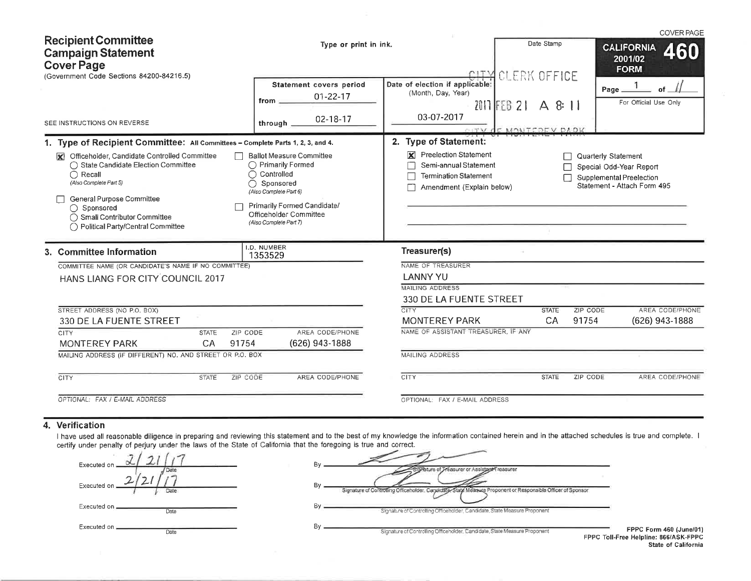# Recipient Committee Campaign Statement Cover Page

(Government Code Sections 84200-84216.5)

SEE INSTRUCTIONS ON REVERSE

Type or print in ink.

**Statement covers period**

from 01-22-17

through 02-18-17

**Date of election if applicable:** (Month, Day, Year)

03-07-2017

Date Stamp

CITY CLERK OFFICE
2017 FEB 21 A 8:11
CITY OF MONTEREY PARK

COVER PAGE

**CALIFORNIA 2001/02 FORM 460**

Page 1 of 11

For Official Use Only

## 1. Type of Recipient Committee: All Committees – Complete Parts 1, 2, 3, and 4.

- [x] Officeholder, Candidate Controlled Committee
  - ○ State Candidate Election Committee
  - ○ Recall (Also Complete Part 5)
- [ ] General Purpose Committee
  - ○ Sponsored
  - ○ Small Contributor Committee
  - ○ Political Party/Central Committee
- [ ] Ballot Measure Committee
  - ○ Primarily Formed
  - ○ Controlled
  - ○ Sponsored (Also Complete Part 6)
- [ ] Primarily Formed Candidate/Officeholder Committee (Also Complete Part 7)

## 2. Type of Statement:

- [x] Preelection Statement
- [ ] Semi-annual Statement
- [ ] Termination Statement
- [ ] Amendment (Explain below)
- [ ] Quarterly Statement
- [ ] Special Odd-Year Report
- [ ] Supplemental Preelection Statement - Attach Form 495

## 3. Committee Information

I.D. NUMBER: 1353529

COMMITTEE NAME (OR CANDIDATE'S NAME IF NO COMMITTEE): HANS LIANG FOR CITY COUNCIL 2017

STREET ADDRESS (NO P.O. BOX): 330 DE LA FUENTE STREET

| CITY | STATE | ZIP CODE | AREA CODE/PHONE |
|---|---|---|---|
| MONTEREY PARK | CA | 91754 | (626) 943-1888 |

MAILING ADDRESS (IF DIFFERENT) NO. AND STREET OR P.O. BOX:

| CITY | STATE | ZIP CODE | AREA CODE/PHONE |
|---|---|---|---|
| | | | |

OPTIONAL: FAX / E-MAIL ADDRESS

### Treasurer(s)

NAME OF TREASURER: LANNY YU

MAILING ADDRESS: 330 DE LA FUENTE STREET

| CITY | STATE | ZIP CODE | AREA CODE/PHONE |
|---|---|---|---|
| MONTEREY PARK | CA | 91754 | (626) 943-1888 |

NAME OF ASSISTANT TREASURER, IF ANY

MAILING ADDRESS

| CITY | STATE | ZIP CODE | AREA CODE/PHONE |
|---|---|---|---|
| | | | |

OPTIONAL: FAX / E-MAIL ADDRESS

## 4. Verification

I have used all reasonable diligence in preparing and reviewing this statement and to the best of my knowledge the information contained herein and in the attached schedules is true and complete. I certify under penalty of perjury under the laws of the State of California that the foregoing is true and correct.

Executed on 2/21/17 (Date) By [signature] Signature of Treasurer or Assistant Treasurer

Executed on 2/21/17 (Date) By [signature] Signature of Controlling Officeholder, Candidate, State Measure Proponent or Responsible Officer of Sponsor

Executed on ________ (Date) By ________ Signature of Controlling Officeholder, Candidate, State Measure Proponent

Executed on ________ (Date) By ________ Signature of Controlling Officeholder, Candidate, State Measure Proponent

FPPC Form 460 (June/01)
FPPC Toll-Free Helpline: 866/ASK-FPPC
State of California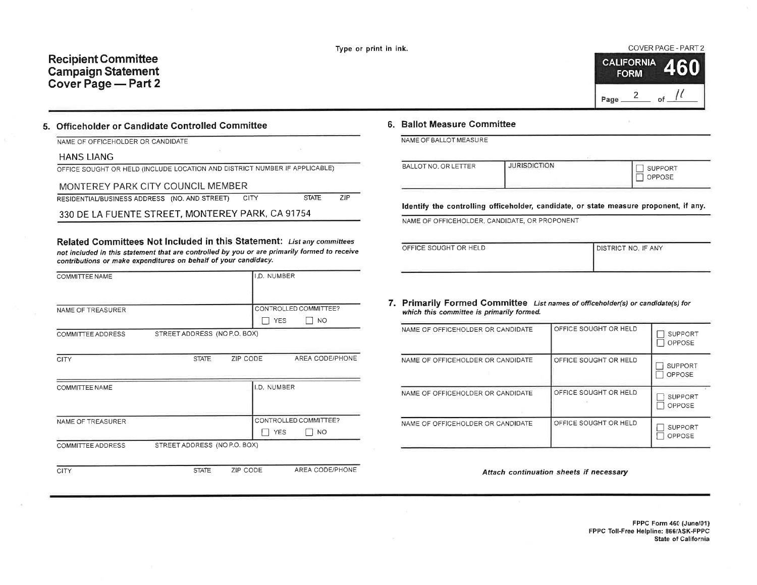Type or print in ink.

# Recipient Committee Campaign Statement Cover Page — Part 2

COVER PAGE - PART 2

CALIFORNIA FORM **460**

Page 2 of 11

## 5. Officeholder or Candidate Controlled Committee

| NAME OF OFFICEHOLDER OR CANDIDATE |
|---|
| HANS LIANG |
| OFFICE SOUGHT OR HELD (INCLUDE LOCATION AND DISTRICT NUMBER IF APPLICABLE) |
| MONTEREY PARK CITY COUNCIL MEMBER |
| RESIDENTIAL/BUSINESS ADDRESS (NO. AND STREET) CITY STATE ZIP |
| 330 DE LA FUENTE STREET, MONTEREY PARK, CA 91754 |

### Related Committees Not Included in this Statement:

*List any committees not included in this statement that are controlled by you or are primarily formed to receive contributions or make expenditures on behalf of your candidacy.*

| COMMITTEE NAME | | | I.D. NUMBER |
|---|---|---|---|
| NAME OF TREASURER | | | CONTROLLED COMMITTEE? ☐ YES ☐ NO |
| COMMITTEE ADDRESS | STREET ADDRESS (NO P.O. BOX) | | |
| CITY | STATE | ZIP CODE | AREA CODE/PHONE |

| COMMITTEE NAME | | | I.D. NUMBER |
|---|---|---|---|
| NAME OF TREASURER | | | CONTROLLED COMMITTEE? ☐ YES ☐ NO |
| COMMITTEE ADDRESS | STREET ADDRESS (NO P.O. BOX) | | |
| CITY | STATE | ZIP CODE | AREA CODE/PHONE |

## 6. Ballot Measure Committee

| NAME OF BALLOT MEASURE | | |
|---|---|---|
| BALLOT NO. OR LETTER | JURISDICTION | ☐ SUPPORT ☐ OPPOSE |

**Identify the controlling officeholder, candidate, or state measure proponent, if any.**

| NAME OF OFFICEHOLDER, CANDIDATE, OR PROPONENT | |
|---|---|
| OFFICE SOUGHT OR HELD | DISTRICT NO. IF ANY |

## 7. Primarily Formed Committee

*List names of officeholder(s) or candidate(s) for which this committee is primarily formed.*

| NAME OF OFFICEHOLDER OR CANDIDATE | OFFICE SOUGHT OR HELD | ☐ SUPPORT ☐ OPPOSE |
|---|---|---|
| NAME OF OFFICEHOLDER OR CANDIDATE | OFFICE SOUGHT OR HELD | ☐ SUPPORT ☐ OPPOSE |
| NAME OF OFFICEHOLDER OR CANDIDATE | OFFICE SOUGHT OR HELD | ☐ SUPPORT ☐ OPPOSE |
| NAME OF OFFICEHOLDER OR CANDIDATE | OFFICE SOUGHT OR HELD | ☐ SUPPORT ☐ OPPOSE |

*Attach continuation sheets if necessary*

FPPC Form 460 (June/01)
FPPC Toll-Free Helpline: 866/ASK-FPPC
State of California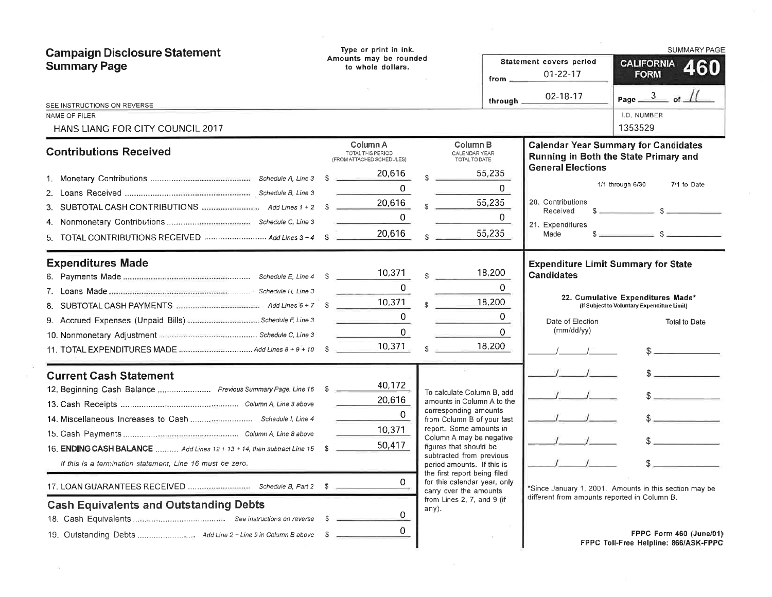# Campaign Disclosure Statement Summary Page

Type or print in ink.
Amounts may be rounded to whole dollars.

SUMMARY PAGE

**CALIFORNIA FORM 460**

Statement covers period from 01-22-17 through 02-18-17

SEE INSTRUCTIONS ON REVERSE

NAME OF FILER: HANS LIANG FOR CITY COUNCIL 2017

I.D. NUMBER: 1353529

## Contributions Received

| | | Column A TOTAL THIS PERIOD (FROM ATTACHED SCHEDULES) | Column B CALENDAR YEAR TOTAL TO DATE |
|---|---|---|---|
| 1. Monetary Contributions | Schedule A, Line 3 | $ 20,616 | $ 55,235 |
| 2. Loans Received | Schedule B, Line 3 | 0 | 0 |
| 3. SUBTOTAL CASH CONTRIBUTIONS | Add Lines 1 + 2 | $ 20,616 | $ 55,235 |
| 4. Nonmonetary Contributions | Schedule C, Line 3 | 0 | 0 |
| 5. TOTAL CONTRIBUTIONS RECEIVED | Add Lines 3 + 4 | $ 20,616 | $ 55,235 |

## Expenditures Made

| | | Column A | Column B |
|---|---|---|---|
| 6. Payments Made | Schedule E, Line 4 | $ 10,371 | $ 18,200 |
| 7. Loans Made | Schedule H, Line 3 | 0 | 0 |
| 8. SUBTOTAL CASH PAYMENTS | Add Lines 6 + 7 | $ 10,371 | $ 18,200 |
| 9. Accrued Expenses (Unpaid Bills) | Schedule F, Line 3 | 0 | 0 |
| 10. Nonmonetary Adjustment | Schedule C, Line 3 | 0 | 0 |
| 11. TOTAL EXPENDITURES MADE | Add Lines 8 + 9 + 10 | $ 10,371 | $ 18,200 |

## Current Cash Statement

| | | |
|---|---|---|
| 12. Beginning Cash Balance | Previous Summary Page, Line 16 | $ 40,172 |
| 13. Cash Receipts | Column A, Line 3 above | 20,616 |
| 14. Miscellaneous Increases to Cash | Schedule I, Line 4 | 0 |
| 15. Cash Payments | Column A, Line 8 above | 10,371 |
| 16. **ENDING CASH BALANCE** | Add Lines 12 + 13 + 14, then subtract Line 15 | $ 50,417 |

*If this is a termination statement, Line 16 must be zero.*

| | | |
|---|---|---|
| 17. LOAN GUARANTEES RECEIVED | Schedule B, Part 2 | $ 0 |

## Cash Equivalents and Outstanding Debts

| | | |
|---|---|---|
| 18. Cash Equivalents | See instructions on reverse | $ 0 |
| 19. Outstanding Debts | Add Line 2 + Line 9 in Column B above | $ 0 |

To calculate Column B, add amounts in Column A to the corresponding amounts from Column B of your last report. Some amounts in Column A may be negative figures that should be subtracted from previous period amounts. If this is the first report being filed for this calendar year, only carry over the amounts from Lines 2, 7, and 9 (if any).

## Calendar Year Summary for Candidates Running in Both the State Primary and General Elections

| | 1/1 through 6/30 | 7/1 to Date |
|---|---|---|
| 20. Contributions Received | $ | $ |
| 21. Expenditures Made | $ | $ |

## Expenditure Limit Summary for State Candidates

**22. Cumulative Expenditures Made*** (If Subject to Voluntary Expenditure Limit)

| Date of Election (mm/dd/yy) | Total to Date |
|---|---|
| / / | $ |
| / / | $ |
| / / | $ |
| / / | $ |
| / / | $ |
| / / | $ |

*Since January 1, 2001. Amounts in this section may be different from amounts reported in Column B.

FPPC Form 460 (June/01)
FPPC Toll-Free Helpline: 866/ASK-FPPC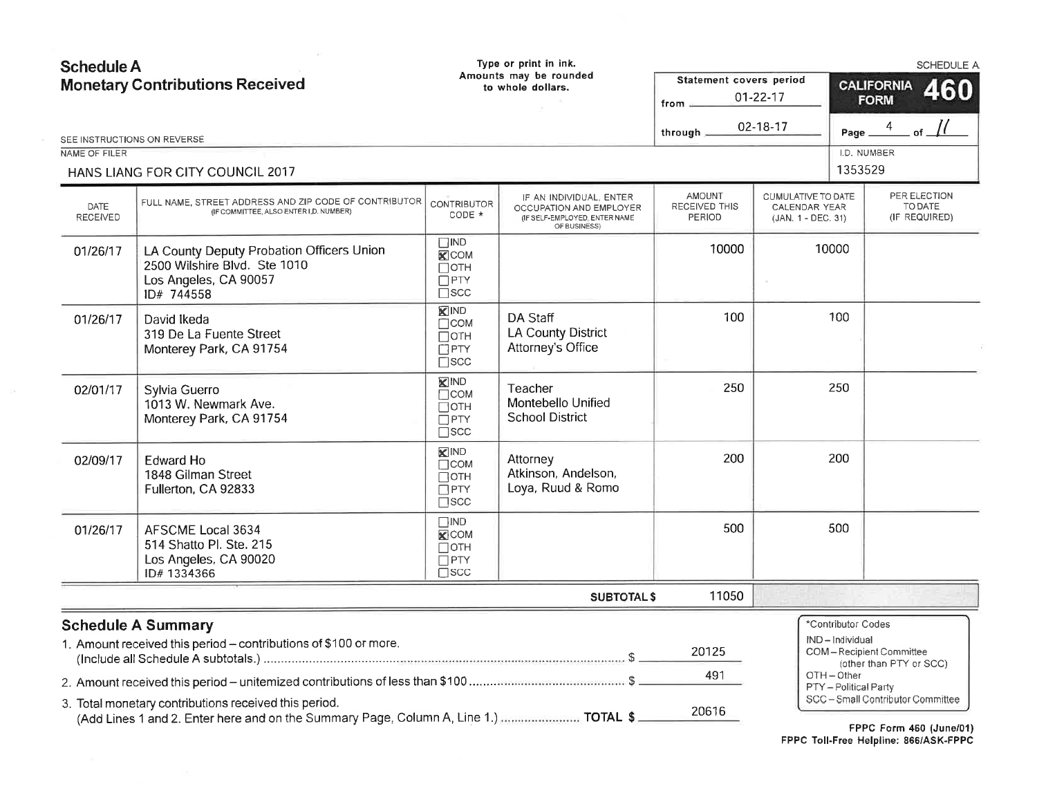# Schedule A
## Monetary Contributions Received

Type or print in ink.
Amounts may be rounded to whole dollars.

SCHEDULE A

Statement covers period
from 01-22-17
through 02-18-17

**CALIFORNIA FORM 460**

Page 4 of 11

SEE INSTRUCTIONS ON REVERSE

NAME OF FILER: HANS LIANG FOR CITY COUNCIL 2017

I.D. NUMBER: 1353529

| DATE RECEIVED | FULL NAME, STREET ADDRESS AND ZIP CODE OF CONTRIBUTOR (IF COMMITTEE, ALSO ENTER I.D. NUMBER) | CONTRIBUTOR CODE * | IF AN INDIVIDUAL, ENTER OCCUPATION AND EMPLOYER (IF SELF-EMPLOYED, ENTER NAME OF BUSINESS) | AMOUNT RECEIVED THIS PERIOD | CUMULATIVE TO DATE CALENDAR YEAR (JAN. 1 - DEC. 31) | PER ELECTION TO DATE (IF REQUIRED) |
|---|---|---|---|---|---|---|
| 01/26/17 | LA County Deputy Probation Officers Union<br>2500 Wilshire Blvd. Ste 1010<br>Los Angeles, CA 90057<br>ID# 744558 | ☐IND<br>☒COM<br>☐OTH<br>☐PTY<br>☐SCC | | 10000 | 10000 | |
| 01/26/17 | David Ikeda<br>319 De La Fuente Street<br>Monterey Park, CA 91754 | ☒IND<br>☐COM<br>☐OTH<br>☐PTY<br>☐SCC | DA Staff<br>LA County District Attorney's Office | 100 | 100 | |
| 02/01/17 | Sylvia Guerro<br>1013 W. Newmark Ave.<br>Monterey Park, CA 91754 | ☒IND<br>☐COM<br>☐OTH<br>☐PTY<br>☐SCC | Teacher<br>Montebello Unified School District | 250 | 250 | |
| 02/09/17 | Edward Ho<br>1848 Gilman Street<br>Fullerton, CA 92833 | ☒IND<br>☐COM<br>☐OTH<br>☐PTY<br>☐SCC | Attorney<br>Atkinson, Andelson, Loya, Ruud & Romo | 200 | 200 | |
| 01/26/17 | AFSCME Local 3634<br>514 Shatto Pl. Ste. 215<br>Los Angeles, CA 90020<br>ID# 1334366 | ☐IND<br>☒COM<br>☐OTH<br>☐PTY<br>☐SCC | | 500 | 500 | |
| | | | **SUBTOTAL $** | 11050 | | |

## Schedule A Summary

1. Amount received this period – contributions of $100 or more. (Include all Schedule A subtotals.) ........ $ 20125
2. Amount received this period – unitemized contributions of less than $100 ........ $ 491
3. Total monetary contributions received this period. (Add Lines 1 and 2. Enter here and on the Summary Page, Column A, Line 1.) ........ **TOTAL $** 20616

*Contributor Codes
- IND – Individual
- COM – Recipient Committee (other than PTY or SCC)
- OTH – Other
- PTY – Political Party
- SCC – Small Contributor Committee

FPPC Form 460 (June/01)
FPPC Toll-Free Helpline: 866/ASK-FPPC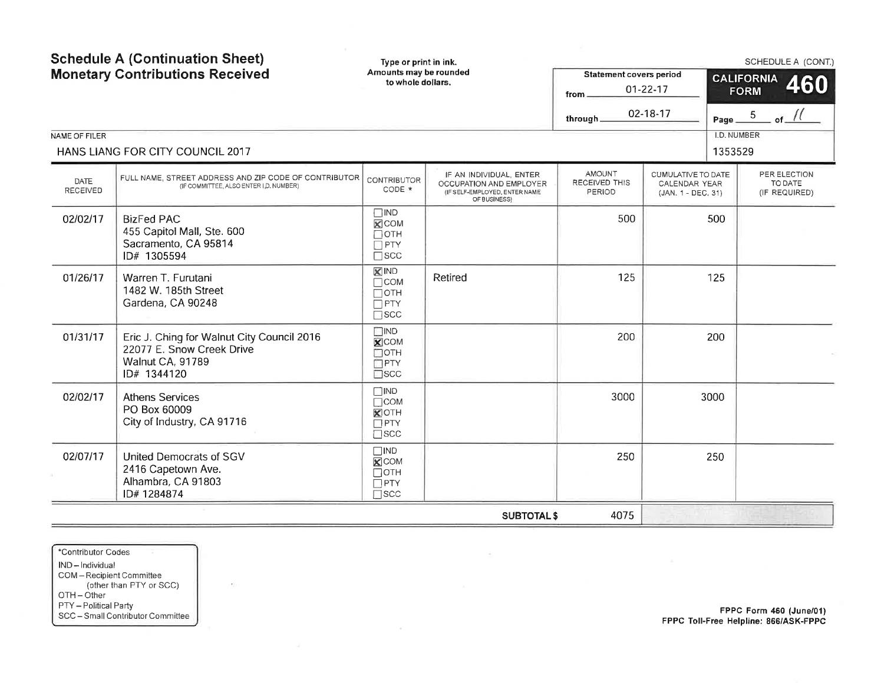# Schedule A (Continuation Sheet)
# Monetary Contributions Received

Type or print in ink.
Amounts may be rounded to whole dollars.

SCHEDULE A (CONT.)

**CALIFORNIA FORM 460**

Statement covers period
from 01-22-17
through 02-18-17

Page 5 of 11

NAME OF FILER: HANS LIANG FOR CITY COUNCIL 2017

I.D. NUMBER: 1353529

| DATE RECEIVED | FULL NAME, STREET ADDRESS AND ZIP CODE OF CONTRIBUTOR (IF COMMITTEE, ALSO ENTER I.D. NUMBER) | CONTRIBUTOR CODE * | IF AN INDIVIDUAL, ENTER OCCUPATION AND EMPLOYER (IF SELF-EMPLOYED, ENTER NAME OF BUSINESS) | AMOUNT RECEIVED THIS PERIOD | CUMULATIVE TO DATE CALENDAR YEAR (JAN. 1 - DEC. 31) | PER ELECTION TO DATE (IF REQUIRED) |
|---|---|---|---|---|---|---|
| 02/02/17 | BizFed PAC<br>455 Capitol Mall, Ste. 600<br>Sacramento, CA 95814<br>ID# 1305594 | ☐ IND<br>☒ COM<br>☐ OTH<br>☐ PTY<br>☐ SCC | | 500 | 500 | |
| 01/26/17 | Warren T. Furutani<br>1482 W. 185th Street<br>Gardena, CA 90248 | ☒ IND<br>☐ COM<br>☐ OTH<br>☐ PTY<br>☐ SCC | Retired | 125 | 125 | |
| 01/31/17 | Eric J. Ching for Walnut City Council 2016<br>22077 E. Snow Creek Drive<br>Walnut CA, 91789<br>ID# 1344120 | ☐ IND<br>☒ COM<br>☐ OTH<br>☐ PTY<br>☐ SCC | | 200 | 200 | |
| 02/02/17 | Athens Services<br>PO Box 60009<br>City of Industry, CA 91716 | ☐ IND<br>☐ COM<br>☒ OTH<br>☐ PTY<br>☐ SCC | | 3000 | 3000 | |
| 02/07/17 | United Democrats of SGV<br>2416 Capetown Ave.<br>Alhambra, CA 91803<br>ID# 1284874 | ☐ IND<br>☒ COM<br>☐ OTH<br>☐ PTY<br>☐ SCC | | 250 | 250 | |
| | | | **SUBTOTAL $** | 4075 | | |

*Contributor Codes
IND – Individual
COM – Recipient Committee (other than PTY or SCC)
OTH – Other
PTY – Political Party
SCC – Small Contributor Committee

FPPC Form 460 (June/01)
FPPC Toll-Free Helpline: 866/ASK-FPPC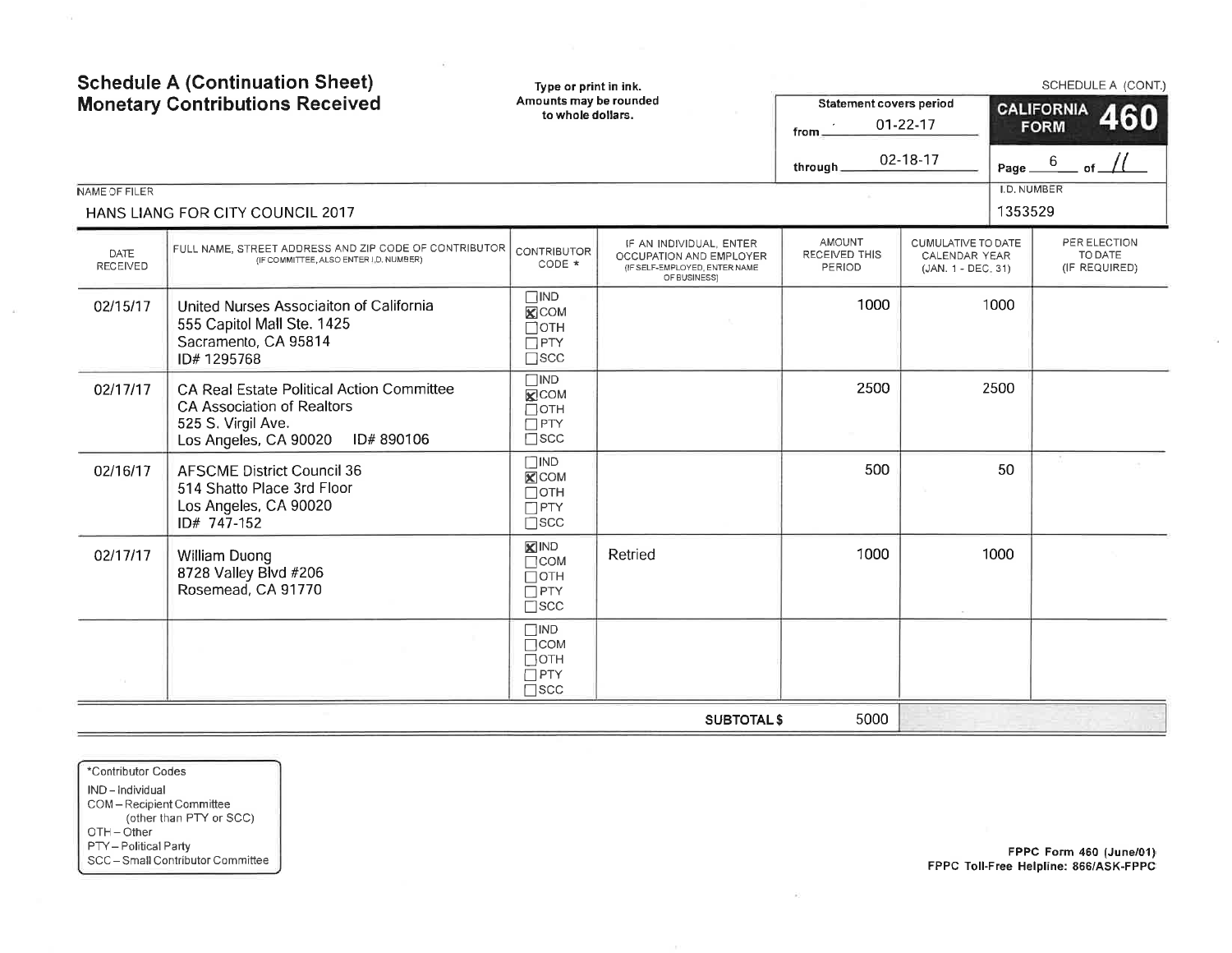# Schedule A (Continuation Sheet)
# Monetary Contributions Received

Type or print in ink.
Amounts may be rounded to whole dollars.

SCHEDULE A (CONT.)

Statement covers period
from 01-22-17
through 02-18-17

**CALIFORNIA FORM 460**

Page 6 of 11

NAME OF FILER: HANS LIANG FOR CITY COUNCIL 2017

I.D. NUMBER: 1353529

| DATE RECEIVED | FULL NAME, STREET ADDRESS AND ZIP CODE OF CONTRIBUTOR (IF COMMITTEE, ALSO ENTER I.D. NUMBER) | CONTRIBUTOR CODE * | IF AN INDIVIDUAL, ENTER OCCUPATION AND EMPLOYER (IF SELF-EMPLOYED, ENTER NAME OF BUSINESS) | AMOUNT RECEIVED THIS PERIOD | CUMULATIVE TO DATE CALENDAR YEAR (JAN. 1 - DEC. 31) | PER ELECTION TO DATE (IF REQUIRED) |
|---|---|---|---|---|---|---|
| 02/15/17 | United Nurses Associaiton of California<br>555 Capitol Mall Ste. 1425<br>Sacramento, CA 95814<br>ID# 1295768 | ☐ IND<br>☒ COM<br>☐ OTH<br>☐ PTY<br>☐ SCC | | 1000 | 1000 | |
| 02/17/17 | CA Real Estate Political Action Committee<br>CA Association of Realtors<br>525 S. Virgil Ave.<br>Los Angeles, CA 90020 ID# 890106 | ☐ IND<br>☒ COM<br>☐ OTH<br>☐ PTY<br>☐ SCC | | 2500 | 2500 | |
| 02/16/17 | AFSCME District Council 36<br>514 Shatto Place 3rd Floor<br>Los Angeles, CA 90020<br>ID# 747-152 | ☐ IND<br>☒ COM<br>☐ OTH<br>☐ PTY<br>☐ SCC | | 500 | 50 | |
| 02/17/17 | William Duong<br>8728 Valley Blvd #206<br>Rosemead, CA 91770 | ☒ IND<br>☐ COM<br>☐ OTH<br>☐ PTY<br>☐ SCC | Retried | 1000 | 1000 | |
| | | ☐ IND<br>☐ COM<br>☐ OTH<br>☐ PTY<br>☐ SCC | | | | |
| | | | **SUBTOTAL $** | 5000 | | |

*Contributor Codes
IND – Individual
COM – Recipient Committee (other than PTY or SCC)
OTH – Other
PTY – Political Party
SCC – Small Contributor Committee

FPPC Form 460 (June/01)
FPPC Toll-Free Helpline: 866/ASK-FPPC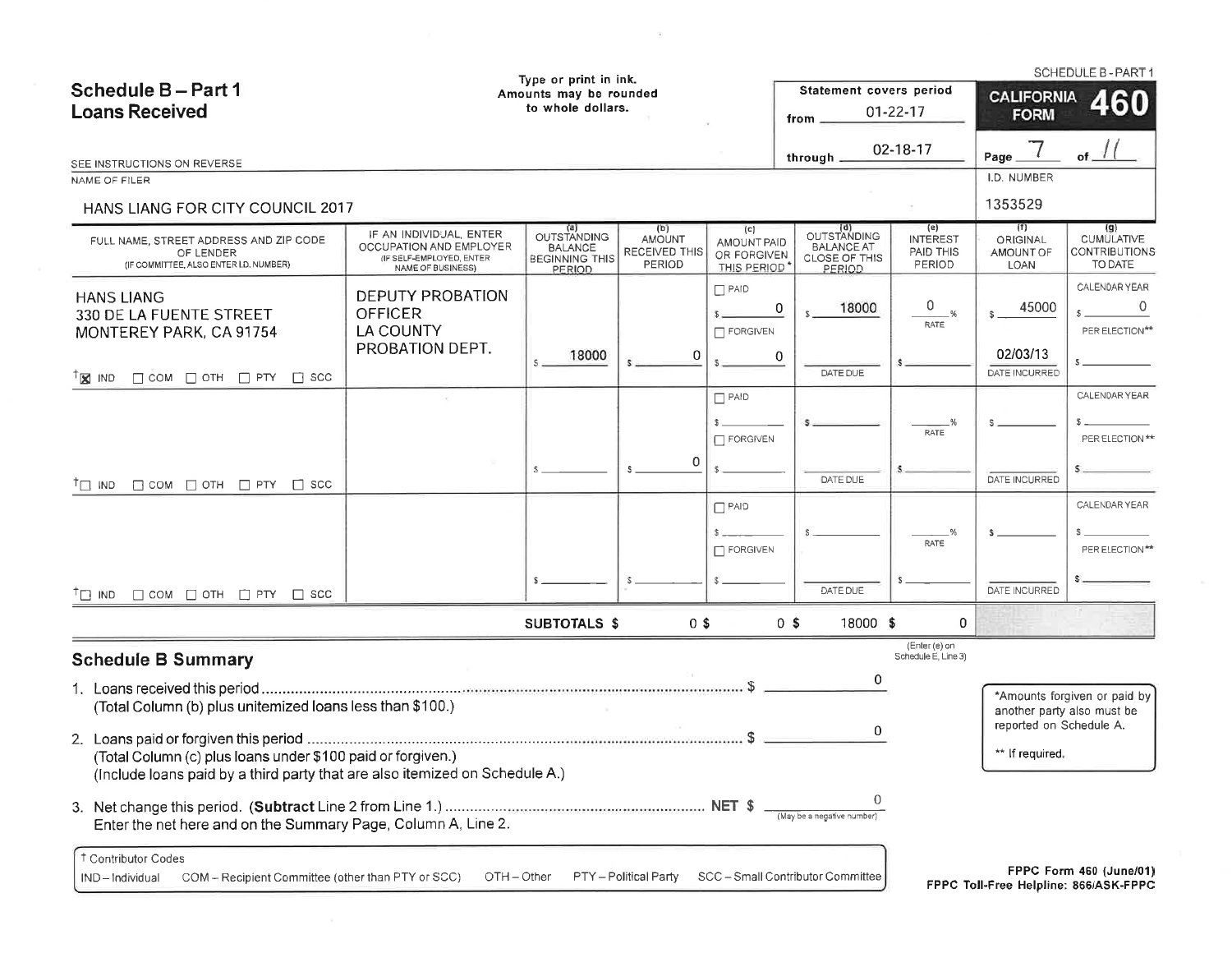# Schedule B – Part 1
## Loans Received

Type or print in ink.
Amounts may be rounded to whole dollars.

SCHEDULE B - PART 1

Statement covers period
from 01-22-17
through 02-18-17

**CALIFORNIA FORM 460**

Page 7 of 11

SEE INSTRUCTIONS ON REVERSE

NAME OF FILER: HANS LIANG FOR CITY COUNCIL 2017

I.D. NUMBER: 1353529

| FULL NAME, STREET ADDRESS AND ZIP CODE OF LENDER (IF COMMITTEE, ALSO ENTER I.D. NUMBER) | IF AN INDIVIDUAL, ENTER OCCUPATION AND EMPLOYER (IF SELF-EMPLOYED, ENTER NAME OF BUSINESS) | (a) OUTSTANDING BALANCE BEGINNING THIS PERIOD | (b) AMOUNT RECEIVED THIS PERIOD | (c) AMOUNT PAID OR FORGIVEN THIS PERIOD* | (d) OUTSTANDING BALANCE AT CLOSE OF THIS PERIOD | (e) INTEREST PAID THIS PERIOD | (f) ORIGINAL AMOUNT OF LOAN | (g) CUMULATIVE CONTRIBUTIONS TO DATE |
|---|---|---|---|---|---|---|---|---|
| HANS LIANG<br>330 DE LA FUENTE STREET<br>MONTEREY PARK, CA 91754<br>☒ IND ☐ COM ☐ OTH ☐ PTY ☐ SCC | DEPUTY PROBATION OFFICER<br>LA COUNTY PROBATION DEPT. | $ 18000 | $ 0 | ☐ PAID $ 0<br>☐ FORGIVEN $ 0 | $ 18000<br>DATE DUE | 0 % RATE<br>$ | $ 45000<br>02/03/13 DATE INCURRED | CALENDAR YEAR $ 0<br>PER ELECTION** $ |
| ☐ IND ☐ COM ☐ OTH ☐ PTY ☐ SCC | | $ | $ 0 | ☐ PAID $<br>☐ FORGIVEN $ | $<br>DATE DUE | % RATE<br>$ | $<br>DATE INCURRED | CALENDAR YEAR $<br>PER ELECTION** $ |
| ☐ IND ☐ COM ☐ OTH ☐ PTY ☐ SCC | | $ | $ | ☐ PAID $<br>☐ FORGIVEN $ | $<br>DATE DUE | % RATE<br>$ | $<br>DATE INCURRED | CALENDAR YEAR $<br>PER ELECTION** $ |
| | **SUBTOTALS $** | | 0 | 0 | 18000 | 0 (Enter (e) on Schedule E, Line 3) | | |

## Schedule B Summary

1. Loans received this period .......... $ 0
   (Total Column (b) plus unitemized loans less than $100.)

2. Loans paid or forgiven this period .......... $ 0
   (Total Column (c) plus loans under $100 paid or forgiven.)
   (Include loans paid by a third party that are also itemized on Schedule A.)

3. Net change this period. (**Subtract** Line 2 from Line 1.) .......... **NET $** 0 (May be a negative number)
   Enter the net here and on the Summary Page, Column A, Line 2.

*Amounts forgiven or paid by another party also must be reported on Schedule A.

** If required.

† Contributor Codes
IND – Individual  COM – Recipient Committee (other than PTY or SCC)  OTH – Other  PTY – Political Party  SCC – Small Contributor Committee

FPPC Form 460 (June/01)
FPPC Toll-Free Helpline: 866/ASK-FPPC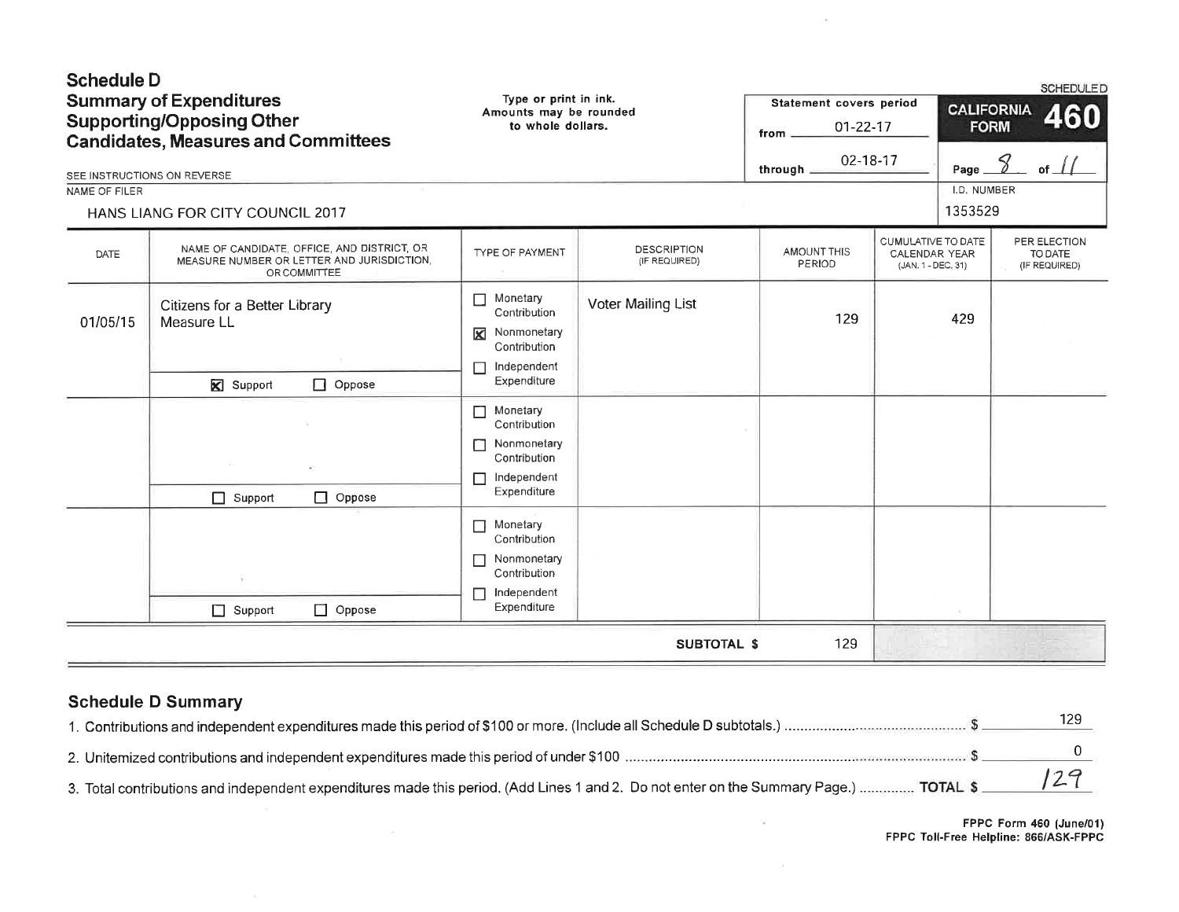# Schedule D
## Summary of Expenditures Supporting/Opposing Other Candidates, Measures and Committees

SEE INSTRUCTIONS ON REVERSE

Type or print in ink. Amounts may be rounded to whole dollars.

Statement covers period from 01-22-17 through 02-18-17

SCHEDULE D

CALIFORNIA FORM 460

Page 8 of 11

NAME OF FILER: HANS LIANG FOR CITY COUNCIL 2017

I.D. NUMBER: 1353529

| DATE | NAME OF CANDIDATE, OFFICE, AND DISTRICT, OR MEASURE NUMBER OR LETTER AND JURISDICTION, OR COMMITTEE | TYPE OF PAYMENT | DESCRIPTION (IF REQUIRED) | AMOUNT THIS PERIOD | CUMULATIVE TO DATE CALENDAR YEAR (JAN. 1 - DEC. 31) | PER ELECTION TO DATE (IF REQUIRED) |
|---|---|---|---|---|---|---|
| 01/05/15 | Citizens for a Better Library Measure LL<br>☒ Support ☐ Oppose | ☐ Monetary Contribution<br>☒ Nonmonetary Contribution<br>☐ Independent Expenditure | Voter Mailing List | 129 | 429 | |
| | ☐ Support ☐ Oppose | ☐ Monetary Contribution<br>☐ Nonmonetary Contribution<br>☐ Independent Expenditure | | | | |
| | ☐ Support ☐ Oppose | ☐ Monetary Contribution<br>☐ Nonmonetary Contribution<br>☐ Independent Expenditure | | | | |
| | | | **SUBTOTAL $** | 129 | | |

## Schedule D Summary

1. Contributions and independent expenditures made this period of $100 or more. (Include all Schedule D subtotals.) .............. $ 129
2. Unitemized contributions and independent expenditures made this period of under $100 .............. $ 0
3. Total contributions and independent expenditures made this period. (Add Lines 1 and 2. Do not enter on the Summary Page.) .............. TOTAL $ 129

FPPC Form 460 (June/01)
FPPC Toll-Free Helpline: 866/ASK-FPPC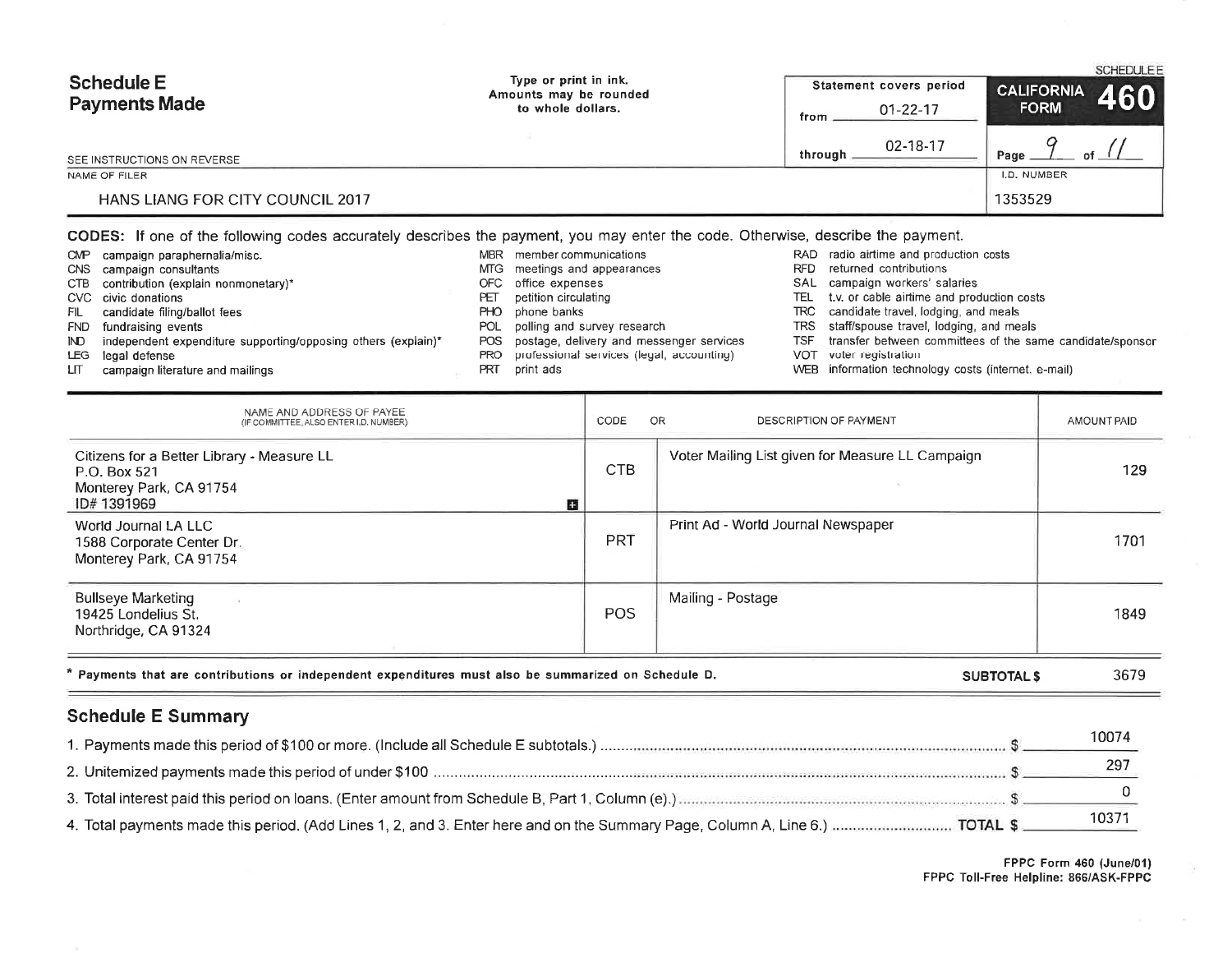SCHEDULE E

# Schedule E
# Payments Made

Type or print in ink.
Amounts may be rounded to whole dollars.

Statement covers period
from 01-22-17
through 02-18-17

**CALIFORNIA FORM 460**

Page 9 of 11

SEE INSTRUCTIONS ON REVERSE

NAME OF FILER: HANS LIANG FOR CITY COUNCIL 2017

I.D. NUMBER: 1353529

**CODES:** If one of the following codes accurately describes the payment, you may enter the code. Otherwise, describe the payment.

- CMP campaign paraphernalia/misc.
- CNS campaign consultants
- CTB contribution (explain nonmonetary)*
- CVC civic donations
- FIL candidate filing/ballot fees
- FND fundraising events
- IND independent expenditure supporting/opposing others (explain)*
- LEG legal defense
- LIT campaign literature and mailings
- MBR member communications
- MTG meetings and appearances
- OFC office expenses
- PET petition circulating
- PHO phone banks
- POL polling and survey research
- POS postage, delivery and messenger services
- PRO professional services (legal, accounting)
- PRT print ads
- RAD radio airtime and production costs
- RFD returned contributions
- SAL campaign workers' salaries
- TEL t.v. or cable airtime and production costs
- TRC candidate travel, lodging, and meals
- TRS staff/spouse travel, lodging, and meals
- TSF transfer between committees of the same candidate/sponsor
- VOT voter registration
- WEB information technology costs (internet, e-mail)

| NAME AND ADDRESS OF PAYEE (IF COMMITTEE, ALSO ENTER I.D. NUMBER) | CODE | OR DESCRIPTION OF PAYMENT | AMOUNT PAID |
|---|---|---|---|
| Citizens for a Better Library - Measure LL<br>P.O. Box 521<br>Monterey Park, CA 91754<br>ID# 1391969 | CTB | Voter Mailing List given for Measure LL Campaign | 129 |
| World Journal LA LLC<br>1588 Corporate Center Dr.<br>Monterey Park, CA 91754 | PRT | Print Ad - World Journal Newspaper | 1701 |
| Bullseye Marketing<br>19425 Londelius St.<br>Northridge, CA 91324 | POS | Mailing - Postage | 1849 |

\* Payments that are contributions or independent expenditures must also be summarized on Schedule D. **SUBTOTAL $** 3679

## Schedule E Summary

1. Payments made this period of $100 or more. (Include all Schedule E subtotals.) $ 10074
2. Unitemized payments made this period of under $100 $ 297
3. Total interest paid this period on loans. (Enter amount from Schedule B, Part 1, Column (e).) $ 0
4. Total payments made this period. (Add Lines 1, 2, and 3. Enter here and on the Summary Page, Column A, Line 6.) **TOTAL $** 10371

**FPPC Form 460 (June/01)**
**FPPC Toll-Free Helpline: 866/ASK-FPPC**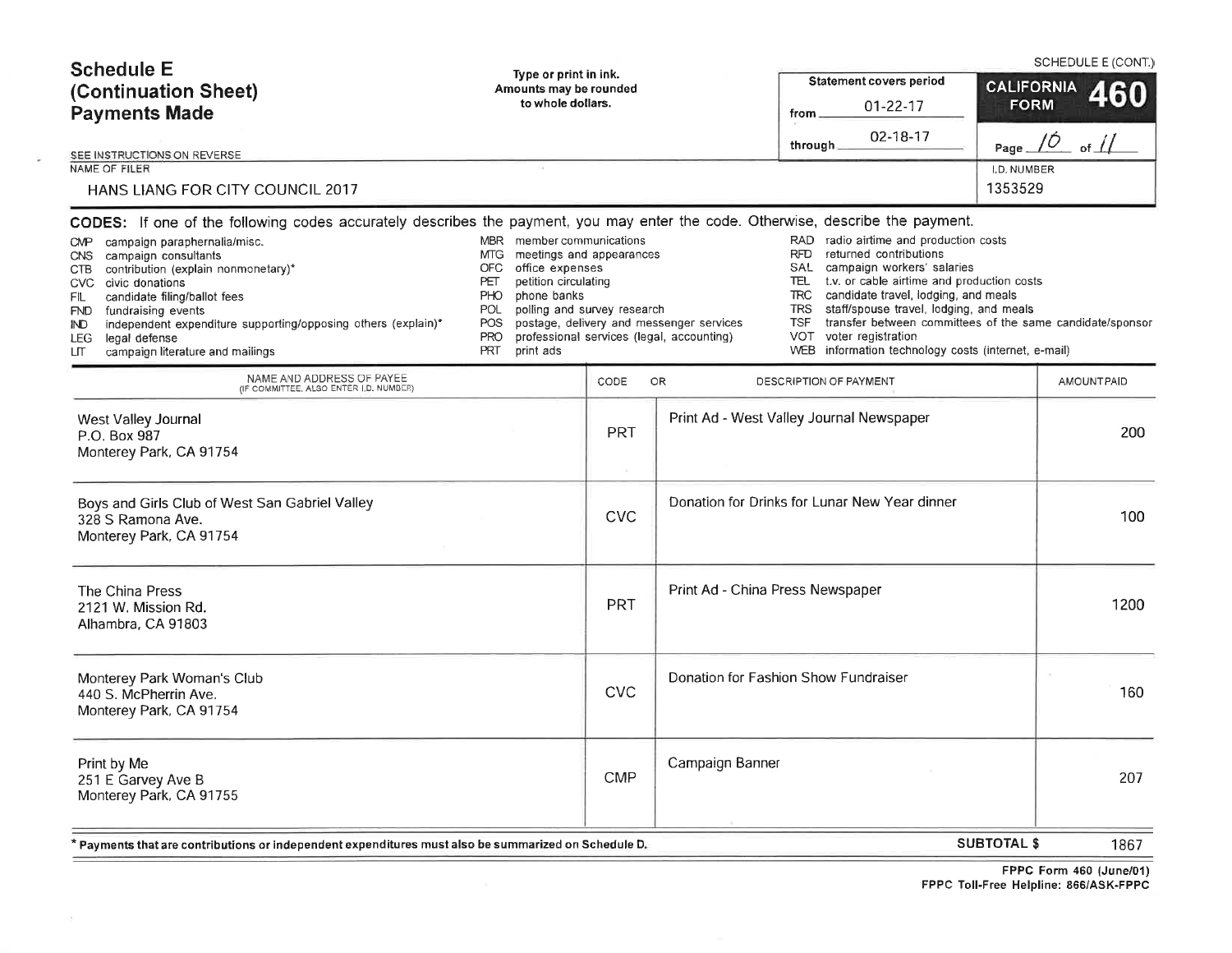SCHEDULE E (CONT.)

# Schedule E (Continuation Sheet) Payments Made

Type or print in ink.
Amounts may be rounded to whole dollars.

Statement covers period
from 01-22-17
through 02-18-17

**CALIFORNIA FORM 460**

Page 10 of 11

SEE INSTRUCTIONS ON REVERSE

NAME OF FILER: HANS LIANG FOR CITY COUNCIL 2017

I.D. NUMBER: 1353529

**CODES:** If one of the following codes accurately describes the payment, you may enter the code. Otherwise, describe the payment.

- CMP campaign paraphernalia/misc.
- CNS campaign consultants
- CTB contribution (explain nonmonetary)*
- CVC civic donations
- FIL candidate filing/ballot fees
- FND fundraising events
- IND independent expenditure supporting/opposing others (explain)*
- LEG legal defense
- LIT campaign literature and mailings
- MBR member communications
- MTG meetings and appearances
- OFC office expenses
- PET petition circulating
- PHO phone banks
- POL polling and survey research
- POS postage, delivery and messenger services
- PRO professional services (legal, accounting)
- PRT print ads
- RAD radio airtime and production costs
- RFD returned contributions
- SAL campaign workers' salaries
- TEL t.v. or cable airtime and production costs
- TRC candidate travel, lodging, and meals
- TRS staff/spouse travel, lodging, and meals
- TSF transfer between committees of the same candidate/sponsor
- VOT voter registration
- WEB information technology costs (internet, e-mail)

| NAME AND ADDRESS OF PAYEE (IF COMMITTEE, ALSO ENTER I.D. NUMBER) | CODE | OR DESCRIPTION OF PAYMENT | AMOUNT PAID |
|---|---|---|---|
| West Valley Journal<br>P.O. Box 987<br>Monterey Park, CA 91754 | PRT | Print Ad - West Valley Journal Newspaper | 200 |
| Boys and Girls Club of West San Gabriel Valley<br>328 S Ramona Ave.<br>Monterey Park, CA 91754 | CVC | Donation for Drinks for Lunar New Year dinner | 100 |
| The China Press<br>2121 W. Mission Rd.<br>Alhambra, CA 91803 | PRT | Print Ad - China Press Newspaper | 1200 |
| Monterey Park Woman's Club<br>440 S. McPherrin Ave.<br>Monterey Park, CA 91754 | CVC | Donation for Fashion Show Fundraiser | 160 |
| Print by Me<br>251 E Garvey Ave B<br>Monterey Park, CA 91755 | CMP | Campaign Banner | 207 |

* Payments that are contributions or independent expenditures must also be summarized on Schedule D.

**SUBTOTAL $** 1867

FPPC Form 460 (June/01)
FPPC Toll-Free Helpline: 866/ASK-FPPC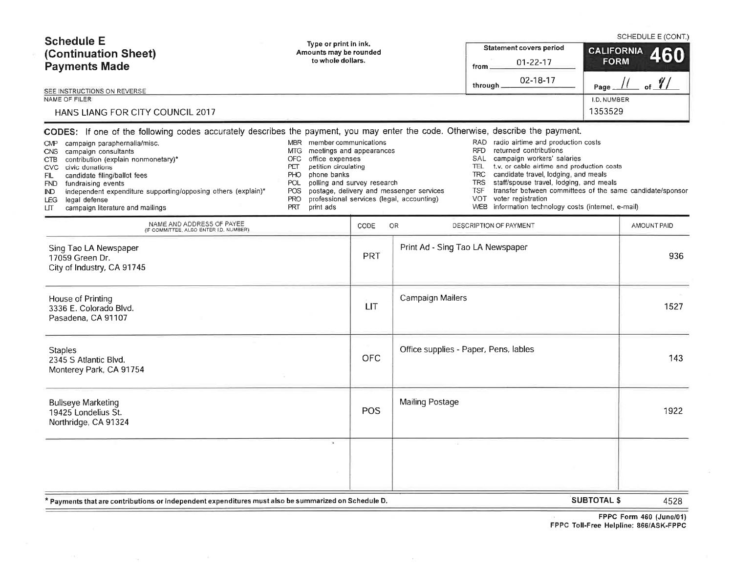# Schedule E (Continuation Sheet) Payments Made

SCHEDULE E (CONT.)

Type or print in ink.
Amounts may be rounded to whole dollars.

Statement covers period
from 01-22-17
through 02-18-17

**CALIFORNIA FORM 460**

Page 11 of 11

SEE INSTRUCTIONS ON REVERSE

NAME OF FILER
HANS LIANG FOR CITY COUNCIL 2017

I.D. NUMBER
1353529

**CODES:** If one of the following codes accurately describes the payment, you may enter the code. Otherwise, describe the payment.

- CMP campaign paraphernalia/misc.
- CNS campaign consultants
- CTB contribution (explain nonmonetary)*
- CVC civic donations
- FIL candidate filing/ballot fees
- FND fundraising events
- IND independent expenditure supporting/opposing others (explain)*
- LEG legal defense
- LIT campaign literature and mailings
- MBR member communications
- MTG meetings and appearances
- OFC office expenses
- PET petition circulating
- PHO phone banks
- POL polling and survey research
- POS postage, delivery and messenger services
- PRO professional services (legal, accounting)
- PRT print ads
- RAD radio airtime and production costs
- RFD returned contributions
- SAL campaign workers' salaries
- TEL t.v. or cable airtime and production costs
- TRC candidate travel, lodging, and meals
- TRS staff/spouse travel, lodging, and meals
- TSF transfer between committees of the same candidate/sponsor
- VOT voter registration
- WEB information technology costs (internet, e-mail)

| NAME AND ADDRESS OF PAYEE (IF COMMITTEE, ALSO ENTER I.D. NUMBER) | CODE | OR DESCRIPTION OF PAYMENT | AMOUNT PAID |
|---|---|---|---|
| Sing Tao LA Newspaper<br>17059 Green Dr.<br>City of Industry, CA 91745 | PRT | Print Ad - Sing Tao LA Newspaper | 936 |
| House of Printing<br>3336 E. Colorado Blvd.<br>Pasadena, CA 91107 | LIT | Campaign Mailers | 1527 |
| Staples<br>2345 S Atlantic Blvd.<br>Monterey Park, CA 91754 | OFC | Office supplies - Paper, Pens, lables | 143 |
| Bullseye Marketing<br>19425 Londelius St.<br>Northridge, CA 91324 | POS | Mailing Postage | 1922 |
| | | | |

\* Payments that are contributions or independent expenditures must also be summarized on Schedule D.

**SUBTOTAL $** 4528

FPPC Form 460 (June/01)
FPPC Toll-Free Helpline: 866/ASK-FPPC